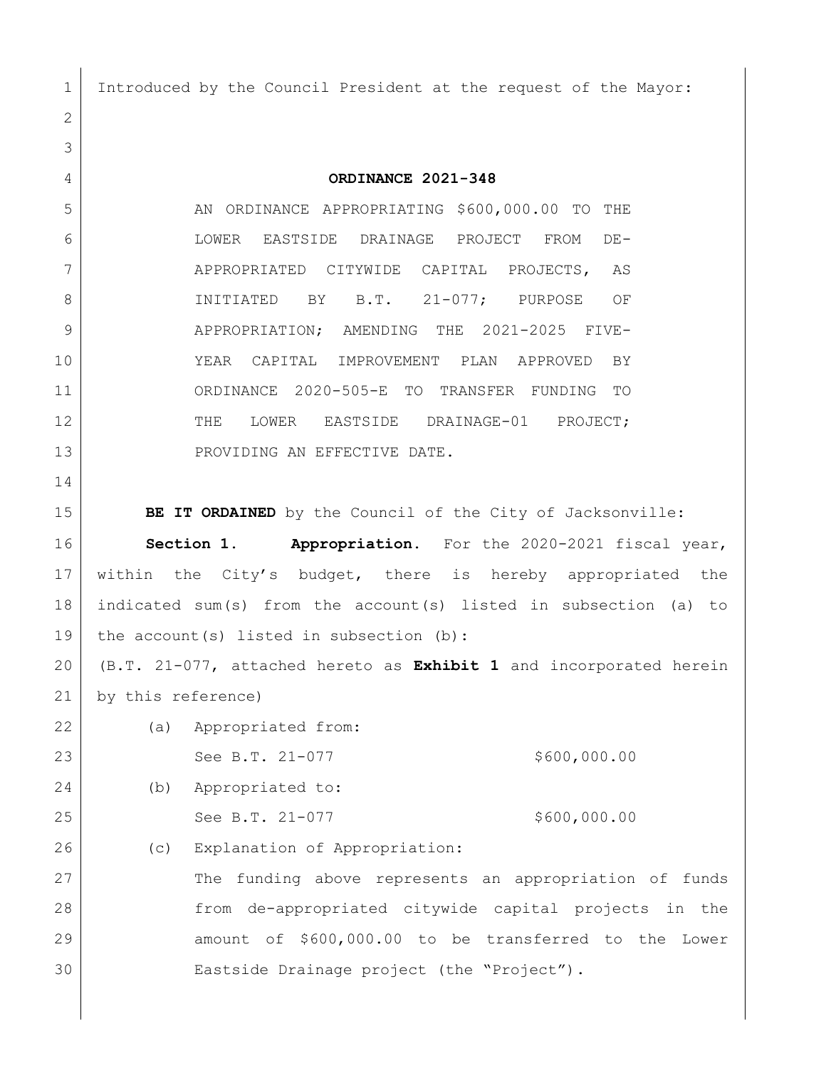Introduced by the Council President at the request of the Mayor:

# ORDINANCE 2021-348

AN ORDINANCE APPROPRIATING $600,000.00 TO THE LOWER EASTSIDE DRAINAGE PROJECT FROM DE-APPROPRIATED CITYWIDE CAPITAL PROJECTS, AS INITIATED BY B.T. 21-077; PURPOSE OF APPROPRIATION; AMENDING THE 2021-2025 FIVE-YEAR CAPITAL IMPROVEMENT PLAN APPROVED BY ORDINANCE 2020-505-E TO TRANSFER FUNDING TO THE LOWER EASTSIDE DRAINAGE-01 PROJECT; PROVIDING AN EFFECTIVE DATE.

**BE IT ORDAINED** by the Council of the City of Jacksonville:

**Section 1. Appropriation.** For the 2020-2021 fiscal year, within the City's budget, there is hereby appropriated the indicated sum(s) from the account(s) listed in subsection (a) to the account(s) listed in subsection (b):

(B.T. 21-077, attached hereto as **Exhibit 1** and incorporated herein by this reference)

(a) Appropriated from:

See B.T. 21-077 $600,000.00

(b) Appropriated to:

See B.T. 21-077 $600,000.00

(c) Explanation of Appropriation:

The funding above represents an appropriation of funds from de-appropriated citywide capital projects in the amount of $600,000.00 to be transferred to the Lower Eastside Drainage project (the "Project").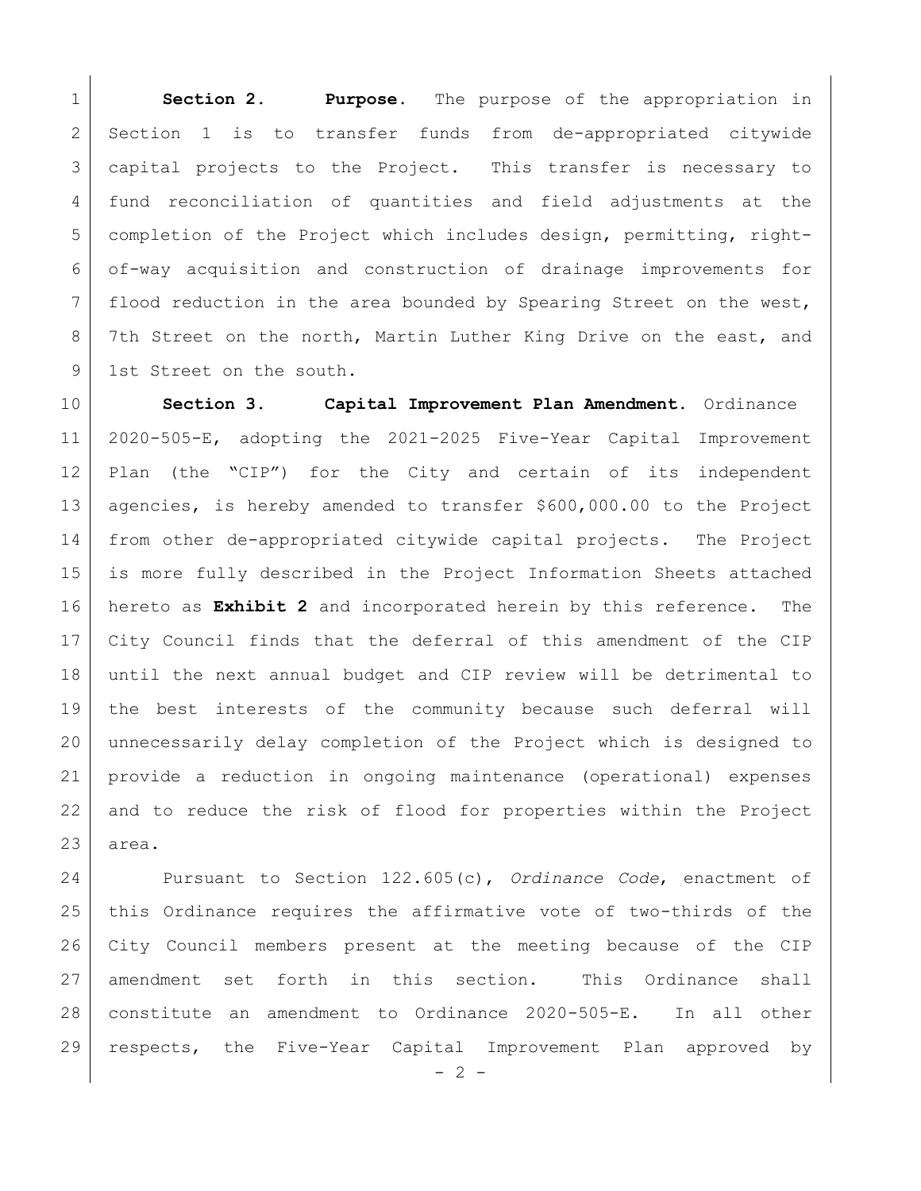**Section 2. Purpose.** The purpose of the appropriation in Section 1 is to transfer funds from de-appropriated citywide capital projects to the Project. This transfer is necessary to fund reconciliation of quantities and field adjustments at the completion of the Project which includes design, permitting, right-of-way acquisition and construction of drainage improvements for flood reduction in the area bounded by Spearing Street on the west, 7th Street on the north, Martin Luther King Drive on the east, and 1st Street on the south.

**Section 3. Capital Improvement Plan Amendment.** Ordinance 2020-505-E, adopting the 2021-2025 Five-Year Capital Improvement Plan (the "CIP") for the City and certain of its independent agencies, is hereby amended to transfer $600,000.00 to the Project from other de-appropriated citywide capital projects. The Project is more fully described in the Project Information Sheets attached hereto as **Exhibit 2** and incorporated herein by this reference. The City Council finds that the deferral of this amendment of the CIP until the next annual budget and CIP review will be detrimental to the best interests of the community because such deferral will unnecessarily delay completion of the Project which is designed to provide a reduction in ongoing maintenance (operational) expenses and to reduce the risk of flood for properties within the Project area.

Pursuant to Section 122.605(c), *Ordinance Code*, enactment of this Ordinance requires the affirmative vote of two-thirds of the City Council members present at the meeting because of the CIP amendment set forth in this section. This Ordinance shall constitute an amendment to Ordinance 2020-505-E. In all other respects, the Five-Year Capital Improvement Plan approved by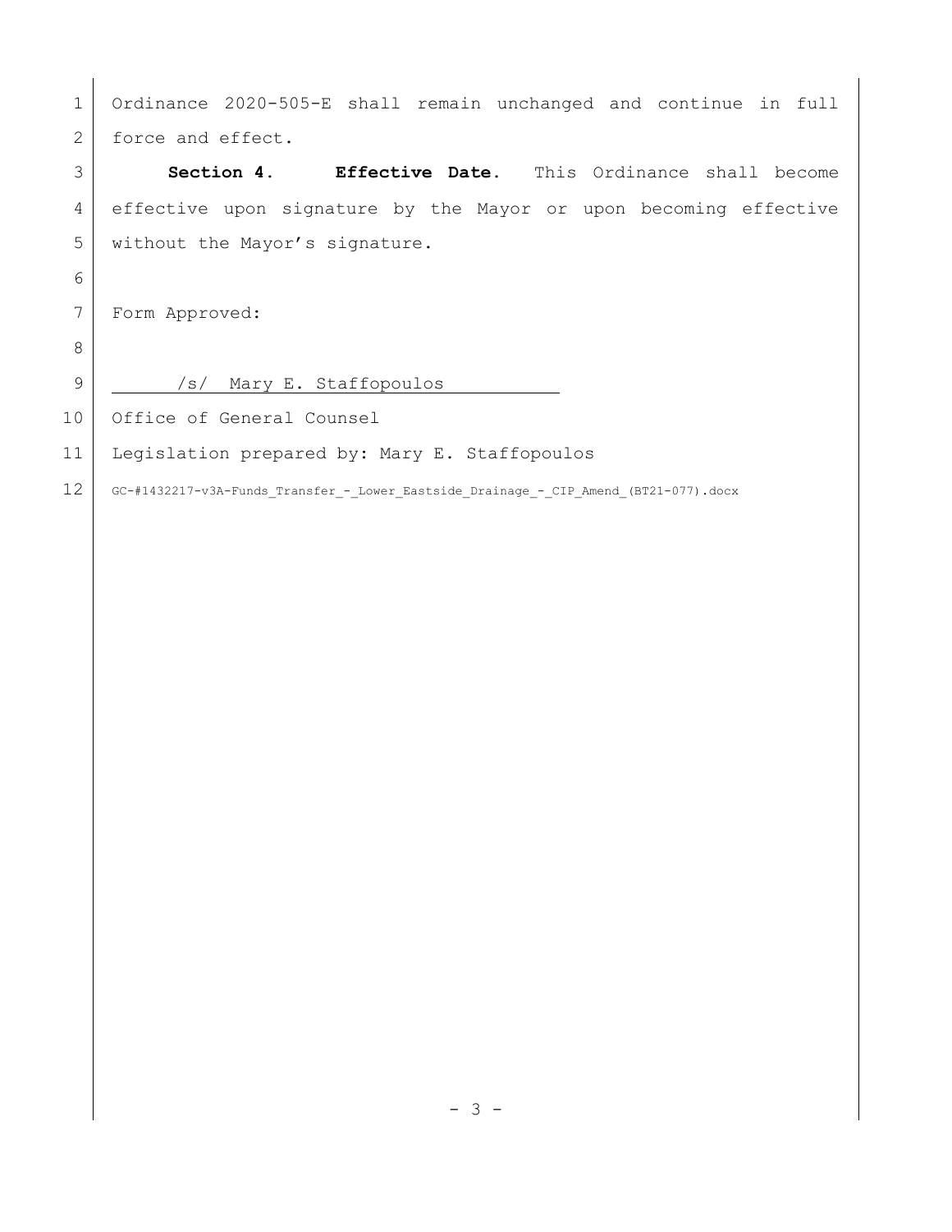Ordinance 2020-505-E shall remain unchanged and continue in full force and effect.

**Section 4. Effective Date.** This Ordinance shall become effective upon signature by the Mayor or upon becoming effective without the Mayor's signature.

Form Approved:

/s/ Mary E. Staffopoulos

Office of General Counsel

Legislation prepared by: Mary E. Staffopoulos

GC-#1432217-v3A-Funds_Transfer_-_Lower_Eastside_Drainage_-_CIP_Amend_(BT21-077).docx